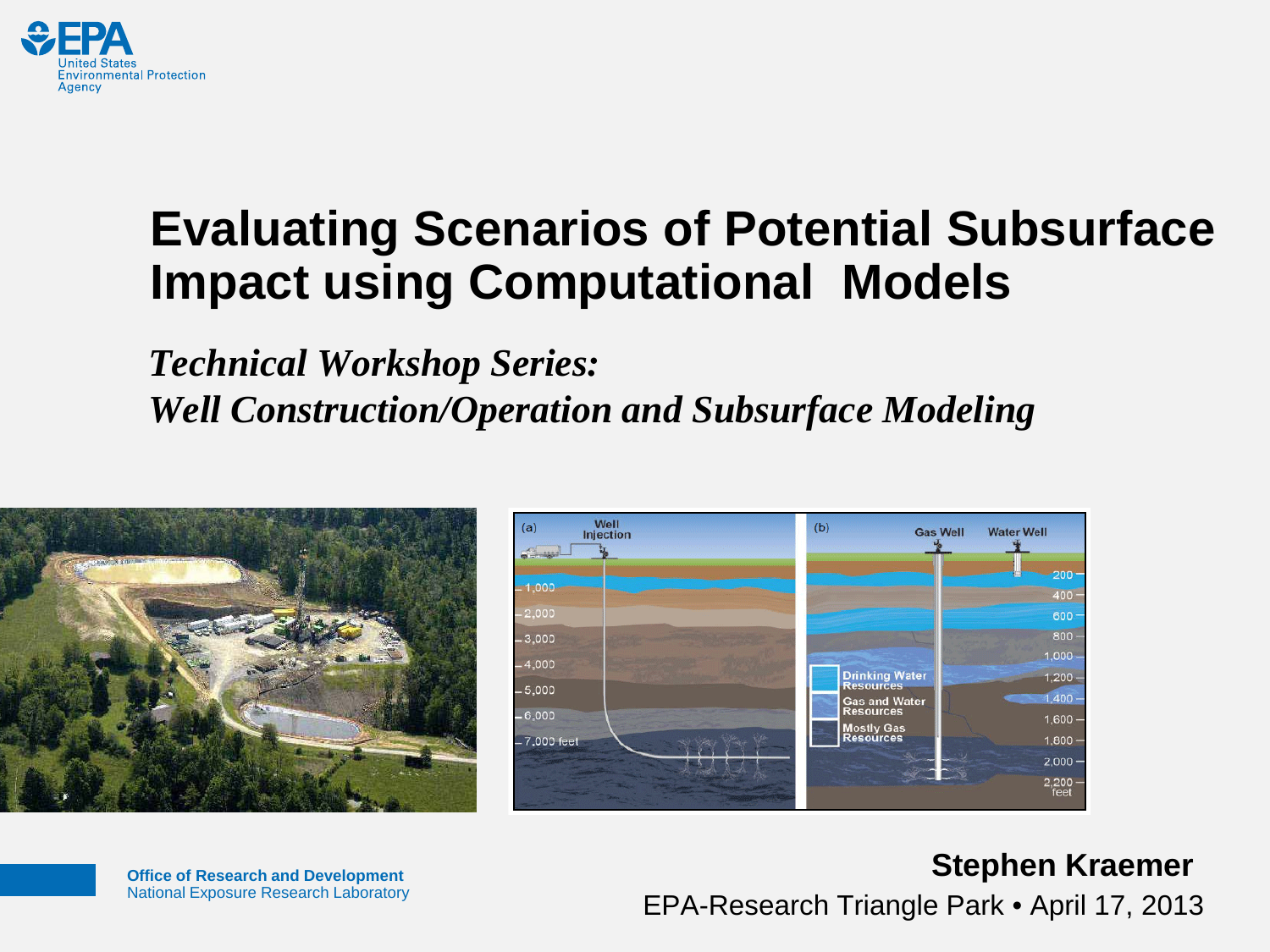# Evaluating Scenarios of Potential Subsurface Impact using Computational Models

*Technical Workshop Series:*
*Well Construction/Operation and Subsurface Modeling*

**Office of Research and Development**
National Exposure Research Laboratory

**Stephen Kraemer**
EPA-Research Triangle Park • April 17, 2013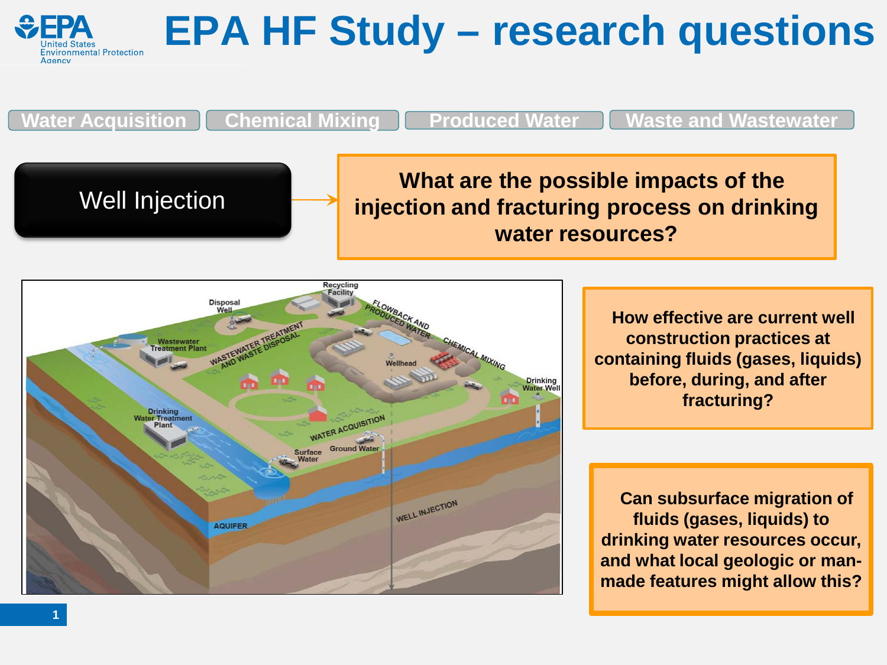# EPA HF Study – research questions

Water Acquisition | Chemical Mixing | Produced Water | Waste and Wastewater

**Well Injection**

**What are the possible impacts of the injection and fracturing process on drinking water resources?**

**How effective are current well construction practices at containing fluids (gases, liquids) before, during, and after fracturing?**

**Can subsurface migration of fluids (gases, liquids) to drinking water resources occur, and what local geologic or man-made features might allow this?**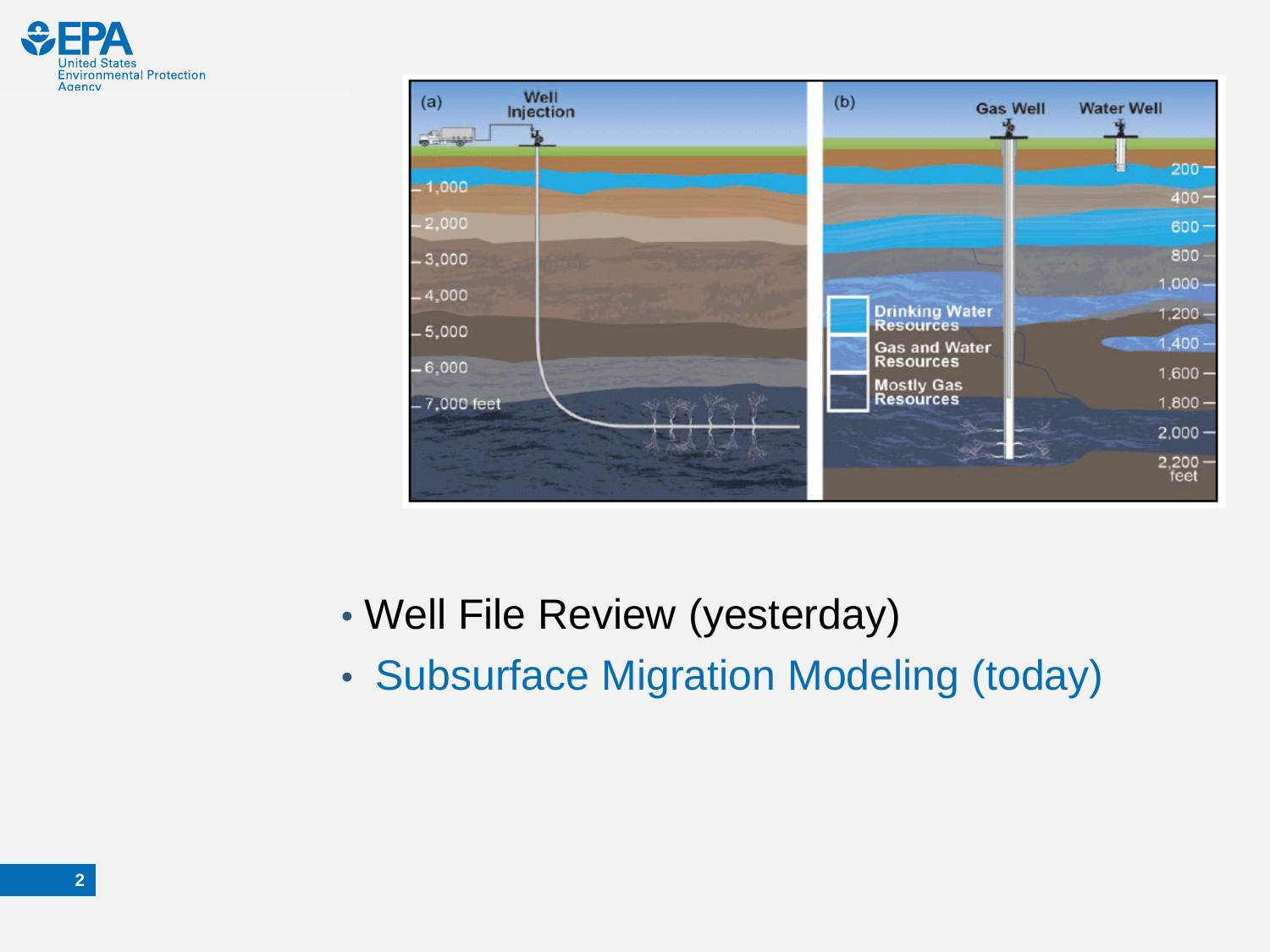- Well File Review (yesterday)
- Subsurface Migration Modeling (today)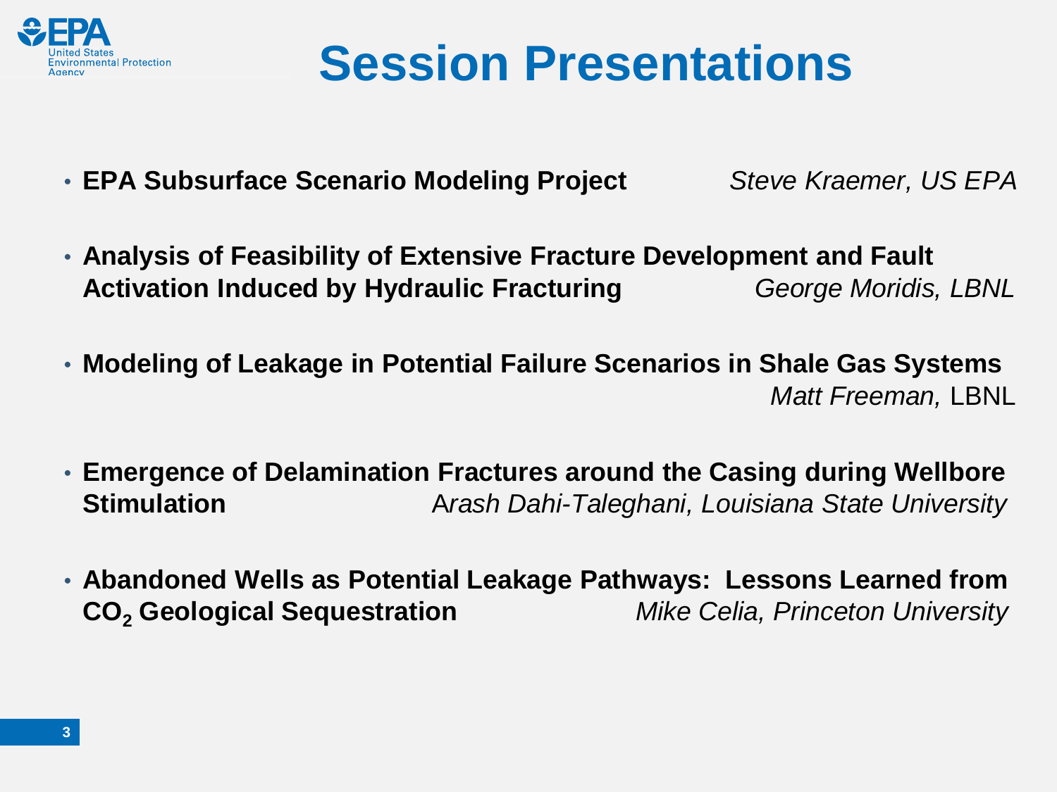# Session Presentations

- **EPA Subsurface Scenario Modeling Project** *Steve Kraemer, US EPA*
- **Analysis of Feasibility of Extensive Fracture Development and Fault Activation Induced by Hydraulic Fracturing** *George Moridis, LBNL*
- **Modeling of Leakage in Potential Failure Scenarios in Shale Gas Systems** *Matt Freeman,* LBNL
- **Emergence of Delamination Fractures around the Casing during Wellbore Stimulation** *Arash Dahi-Taleghani, Louisiana State University*
- **Abandoned Wells as Potential Leakage Pathways: Lessons Learned from $CO_2$ Geological Sequestration** *Mike Celia, Princeton University*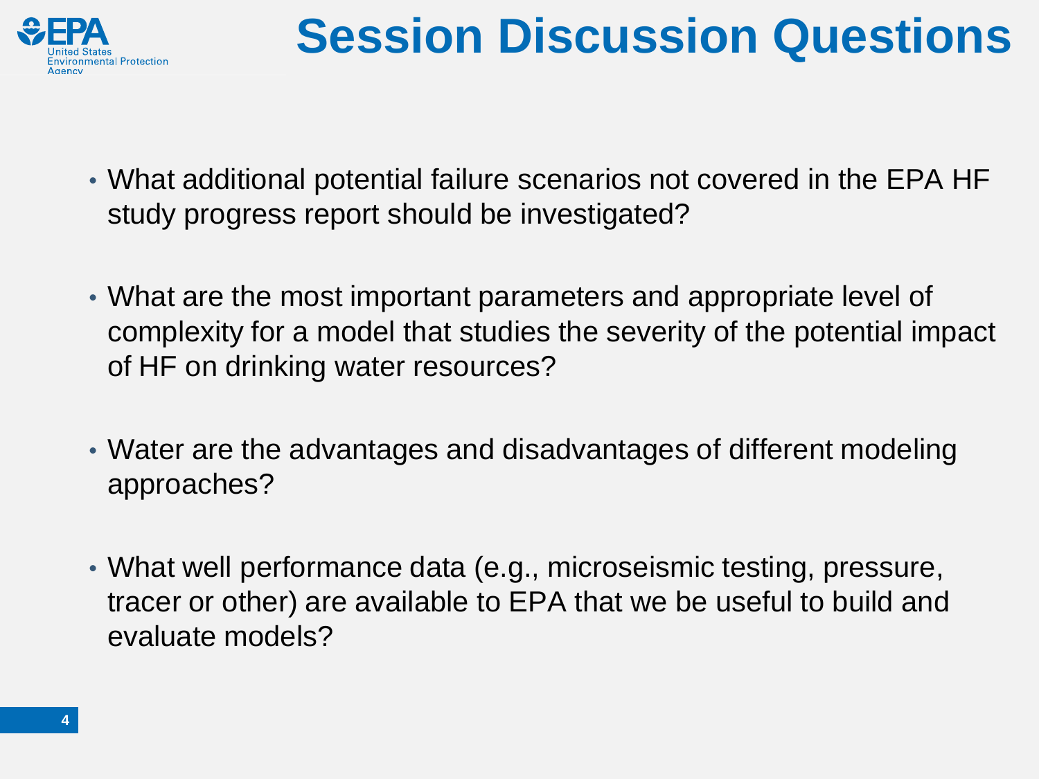# Session Discussion Questions

- What additional potential failure scenarios not covered in the EPA HF study progress report should be investigated?
- What are the most important parameters and appropriate level of complexity for a model that studies the severity of the potential impact of HF on drinking water resources?
- Water are the advantages and disadvantages of different modeling approaches?
- What well performance data (e.g., microseismic testing, pressure, tracer or other) are available to EPA that we be useful to build and evaluate models?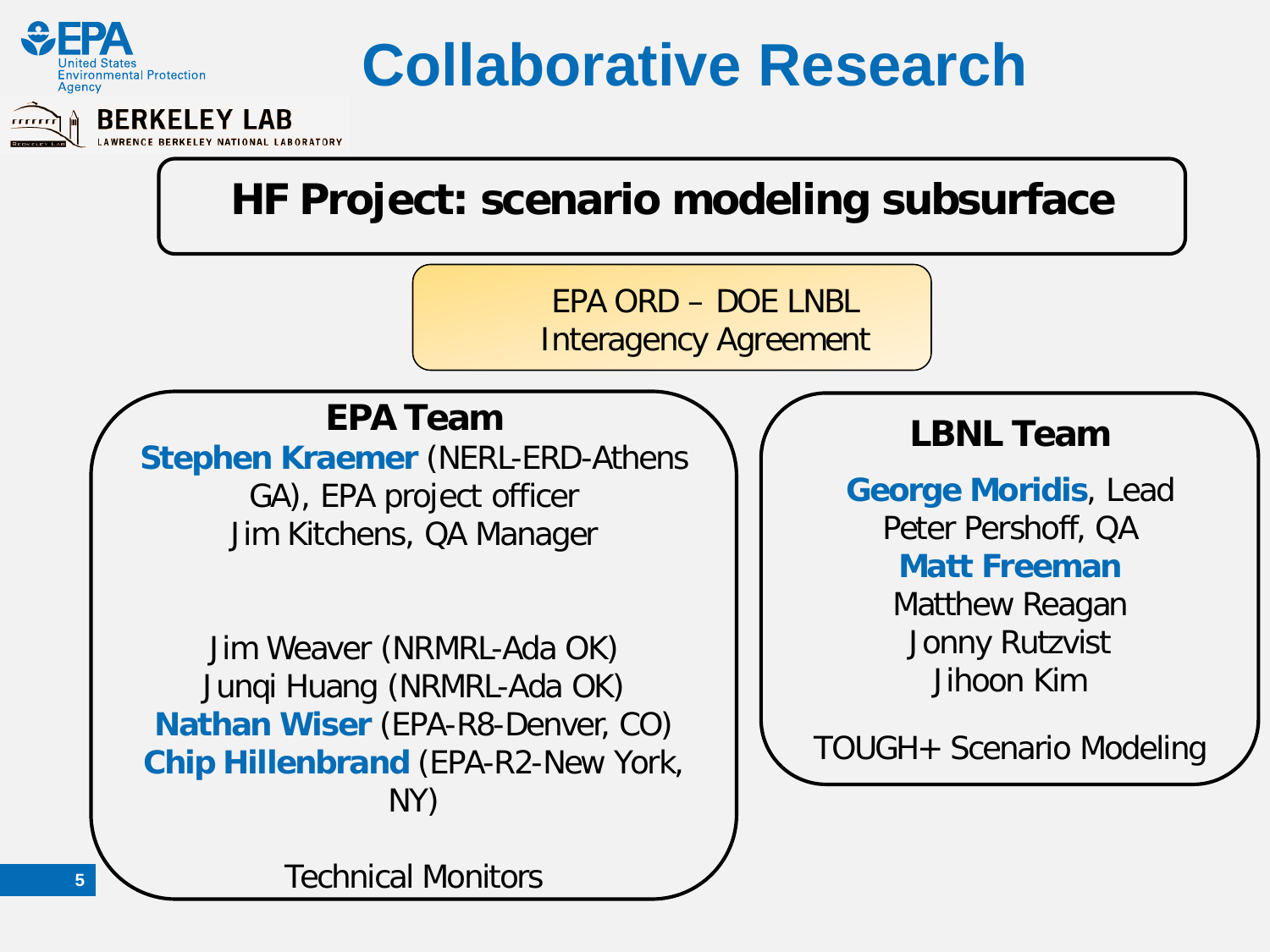# Collaborative Research

## HF Project: scenario modeling subsurface

EPA ORD – DOE LNBL
Interagency Agreement

### EPA Team

**Stephen Kraemer** (NERL-ERD-Athens GA), EPA project officer
Jim Kitchens, QA Manager

Jim Weaver (NRMRL-Ada OK)
Junqi Huang (NRMRL-Ada OK)
**Nathan Wiser** (EPA-R8-Denver, CO)
**Chip Hillenbrand** (EPA-R2-New York, NY)

Technical Monitors

### LBNL Team

**George Moridis**, Lead
Peter Pershoff, QA
**Matt Freeman**
Matthew Reagan
Jonny Rutzvist
Jihoon Kim

TOUGH+ Scenario Modeling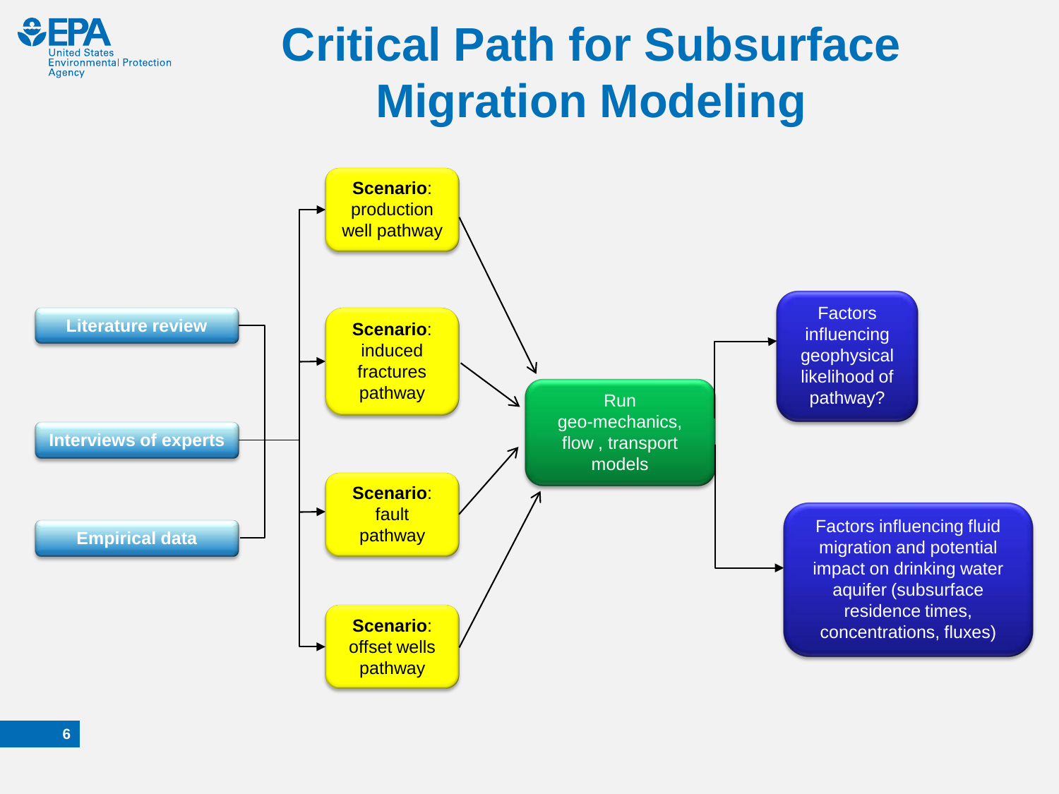# Critical Path for Subsurface Migration Modeling

**Inputs:**
- Literature review
- Interviews of experts
- Empirical data

**Scenarios:**
- **Scenario**: production well pathway
- **Scenario**: induced fractures pathway
- **Scenario**: fault pathway
- **Scenario**: offset wells pathway

**Run geo-mechanics, flow , transport models**

**Outputs:**
- Factors influencing geophysical likelihood of pathway?
- Factors influencing fluid migration and potential impact on drinking water aquifer (subsurface residence times, concentrations, fluxes)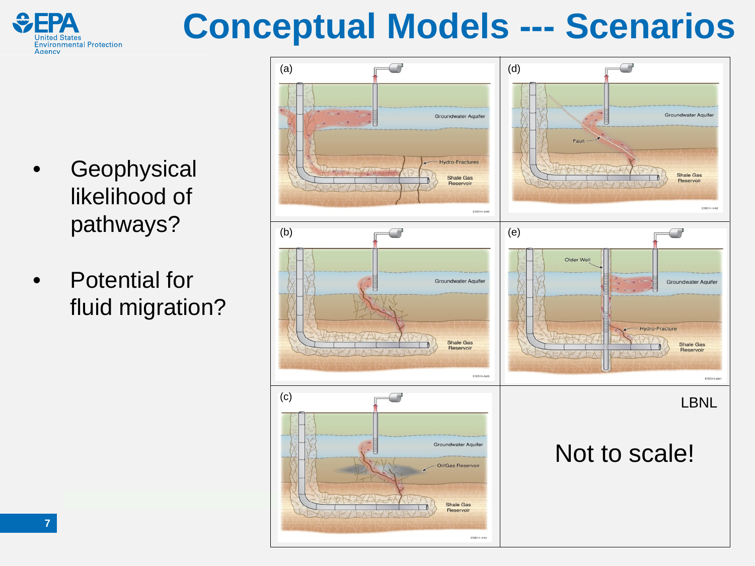# Conceptual Models --- Scenarios

- Geophysical likelihood of pathways?
- Potential for fluid migration?

(a) Groundwater Aquifer; Hydro-Fractures; Shale Gas Reservoir

(d) Groundwater Aquifer; Fault; Shale Gas Reservoir

(b) Groundwater Aquifer; Shale Gas Reservoir

(e) Older Well; Groundwater Aquifer; Hydro-Fracture; Shale Gas Reservoir

(c) Groundwater Aquifer; Oil/Gas Reservoir; Shale Gas Reservoir

LBNL

Not to scale!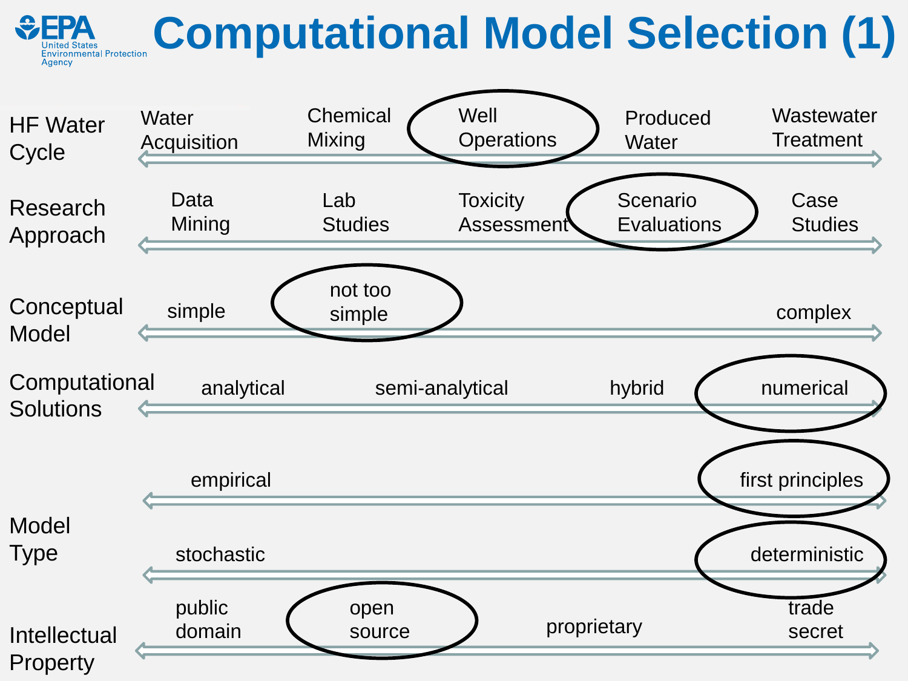# Computational Model Selection (1)

| | | | | | |
|---|---|---|---|---|---|
| **HF Water Cycle** | Water Acquisition | Chemical Mixing | **(Well Operations)** | Produced Water | Wastewater Treatment |
| **Research Approach** | Data Mining | Lab Studies | Toxicity Assessment | **(Scenario Evaluations)** | Case Studies |
| **Conceptual Model** | simple | **(not too simple)** | | | complex |
| **Computational Solutions** | analytical | semi-analytical | | hybrid | **(numerical)** |
| **Model Type** | empirical | | | | **(first principles)** |
| | stochastic | | | | **(deterministic)** |
| **Intellectual Property** | public domain | **(open source)** | | proprietary | trade secret |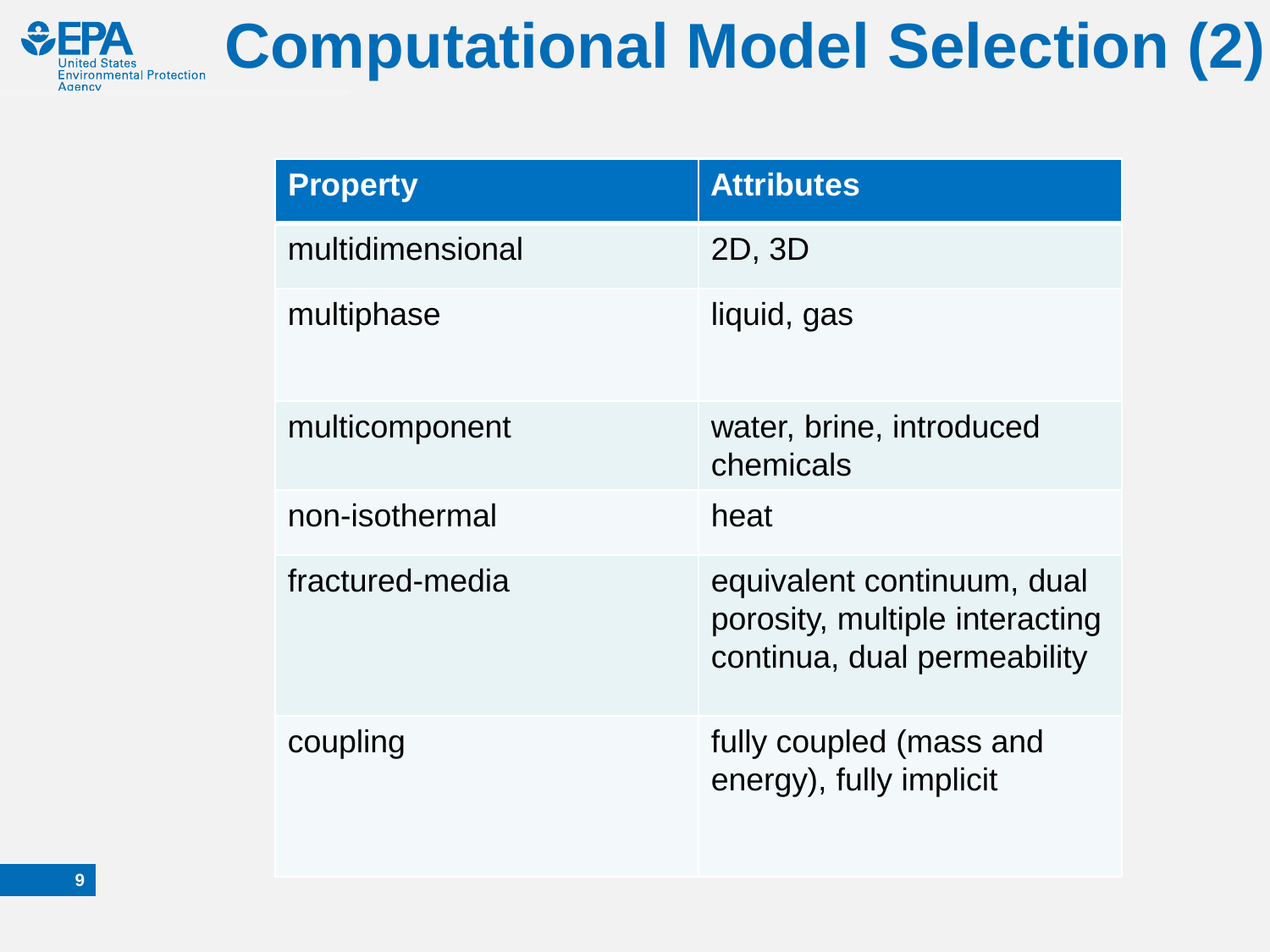# Computational Model Selection (2)

| Property | Attributes |
| --- | --- |
| multidimensional | 2D, 3D |
| multiphase | liquid, gas |
| multicomponent | water, brine, introduced chemicals |
| non-isothermal | heat |
| fractured-media | equivalent continuum, dual porosity, multiple interacting continua, dual permeability |
| coupling | fully coupled (mass and energy), fully implicit |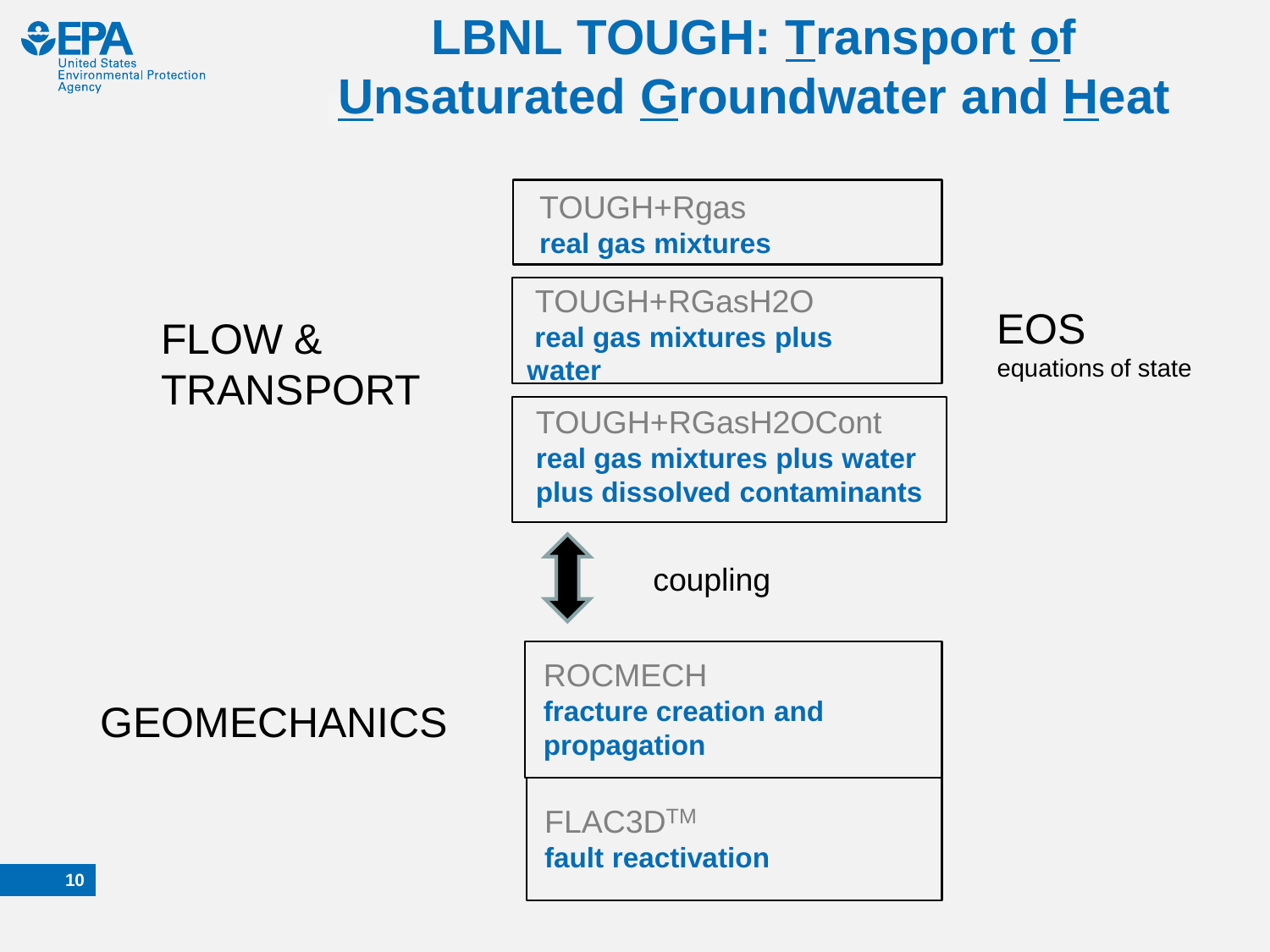# LBNL TOUGH: Transport of Unsaturated Groundwater and Heat

## FLOW & TRANSPORT

TOUGH+Rgas
**real gas mixtures**

TOUGH+RGasH2O
**real gas mixtures plus water**

TOUGH+RGasH2OCont
**real gas mixtures plus water plus dissolved contaminants**

EOS
equations of state

coupling

## GEOMECHANICS

ROCMECH
**fracture creation and propagation**

FLAC3D™
**fault reactivation**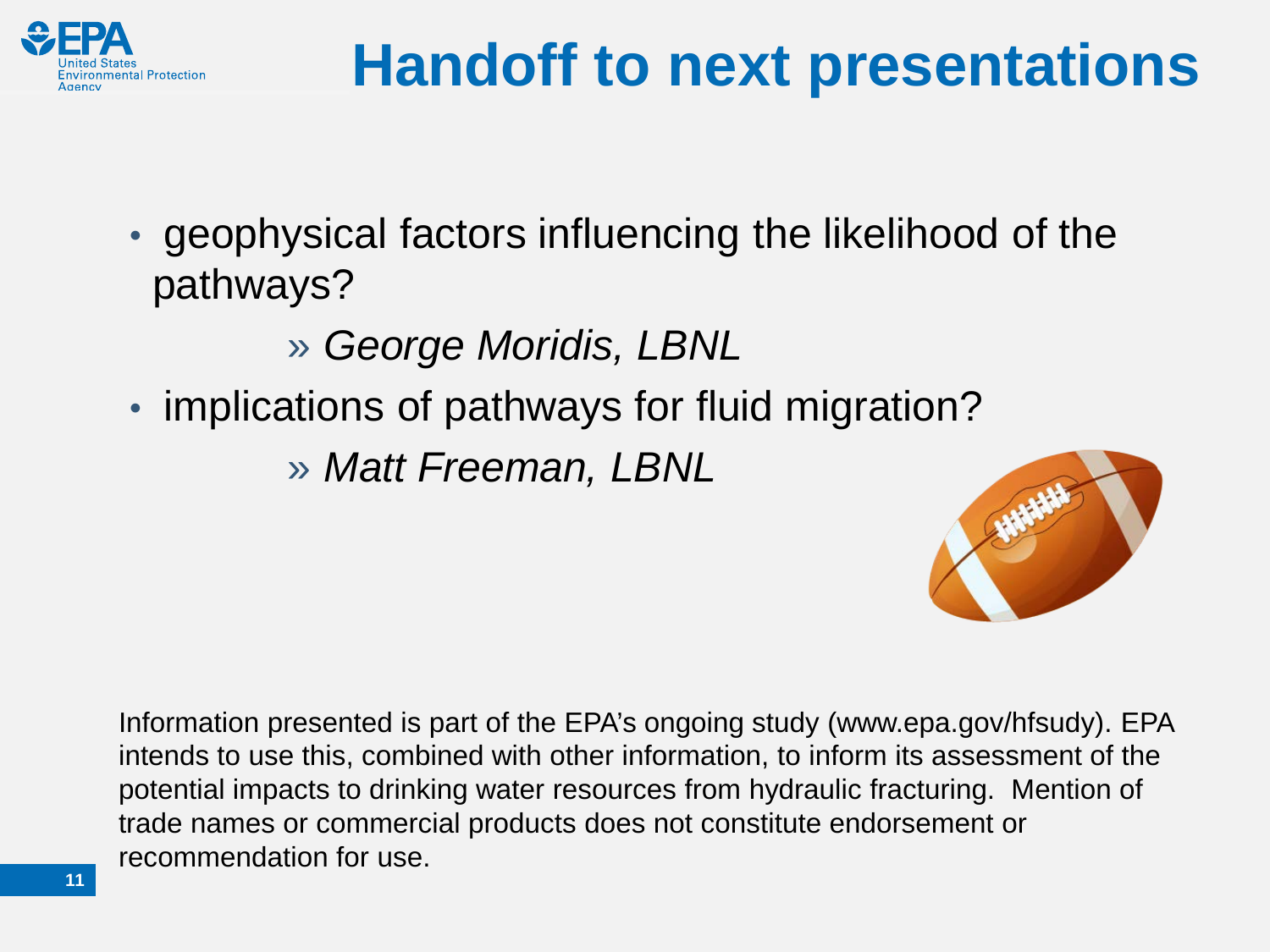# Handoff to next presentations

- geophysical factors influencing the likelihood of the pathways?
  - » *George Moridis, LBNL*
- implications of pathways for fluid migration?
  - » *Matt Freeman, LBNL*

Information presented is part of the EPA's ongoing study (www.epa.gov/hfsudy). EPA intends to use this, combined with other information, to inform its assessment of the potential impacts to drinking water resources from hydraulic fracturing. Mention of trade names or commercial products does not constitute endorsement or recommendation for use.